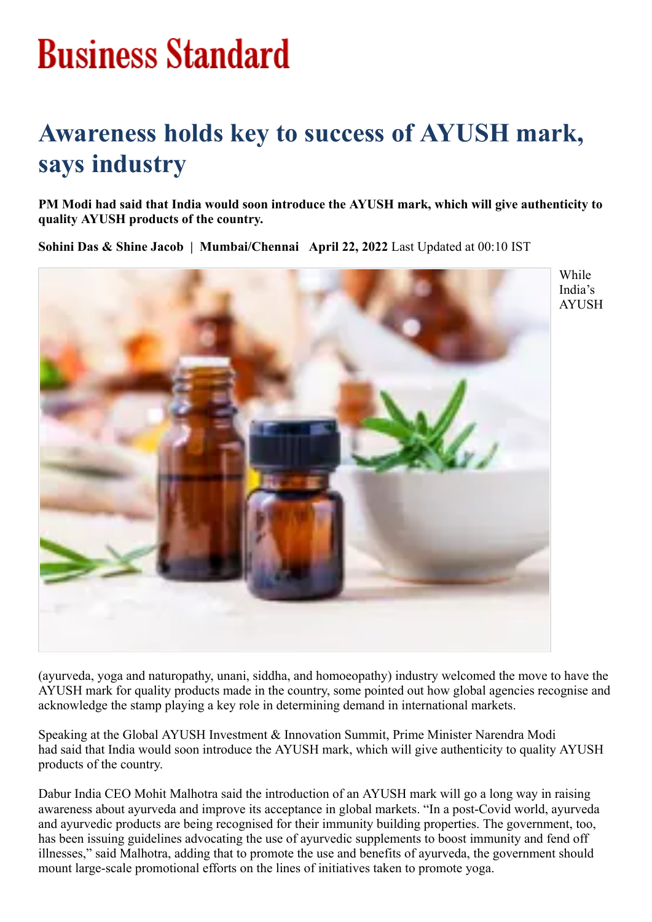# Business Standard

# Awareness holds key to success of AYUSH mark, says industry

**PM Modi had said that India would soon introduce the AYUSH mark, which will give authenticity to quality AYUSH products of the country.**

**Sohini Das & Shine Jacob | Mumbai/Chennai April 22, 2022** Last Updated at 00:10 IST

While India's AYUSH (ayurveda, yoga and naturopathy, unani, siddha, and homoeopathy) industry welcomed the move to have the AYUSH mark for quality products made in the country, some pointed out how global agencies recognise and acknowledge the stamp playing a key role in determining demand in international markets.

Speaking at the Global AYUSH Investment & Innovation Summit, Prime Minister Narendra Modi had said that India would soon introduce the AYUSH mark, which will give authenticity to quality AYUSH products of the country.

Dabur India CEO Mohit Malhotra said the introduction of an AYUSH mark will go a long way in raising awareness about ayurveda and improve its acceptance in global markets. "In a post-Covid world, ayurveda and ayurvedic products are being recognised for their immunity building properties. The government, too, has been issuing guidelines advocating the use of ayurvedic supplements to boost immunity and fend off illnesses," said Malhotra, adding that to promote the use and benefits of ayurveda, the government should mount large-scale promotional efforts on the lines of initiatives taken to promote yoga.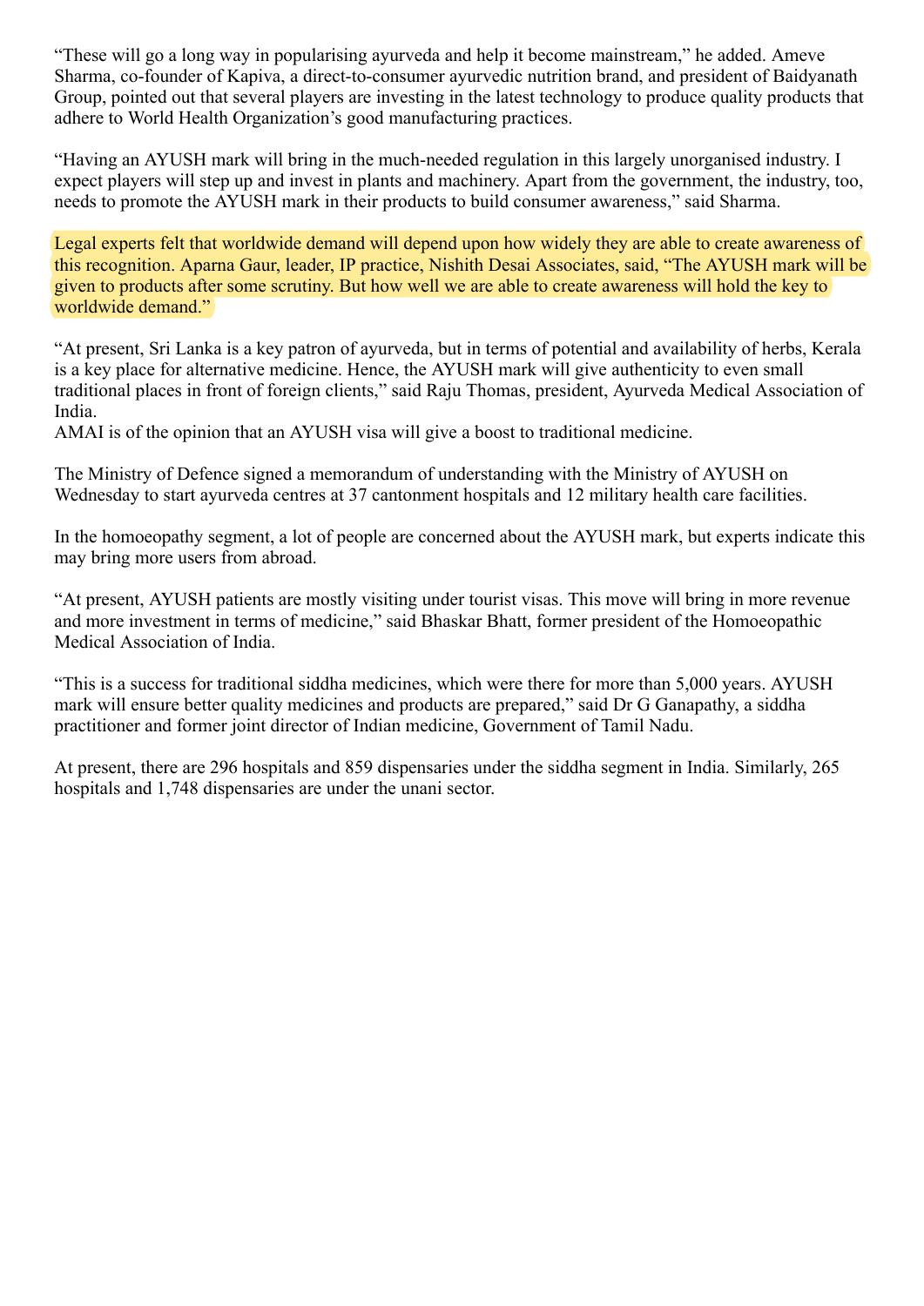"These will go a long way in popularising ayurveda and help it become mainstream," he added. Ameve Sharma, co-founder of Kapiva, a direct-to-consumer ayurvedic nutrition brand, and president of Baidyanath Group, pointed out that several players are investing in the latest technology to produce quality products that adhere to World Health Organization's good manufacturing practices.

"Having an AYUSH mark will bring in the much-needed regulation in this largely unorganised industry. I expect players will step up and invest in plants and machinery. Apart from the government, the industry, too, needs to promote the AYUSH mark in their products to build consumer awareness," said Sharma.

Legal experts felt that worldwide demand will depend upon how widely they are able to create awareness of this recognition. Aparna Gaur, leader, IP practice, Nishith Desai Associates, said, "The AYUSH mark will be given to products after some scrutiny. But how well we are able to create awareness will hold the key to worldwide demand."

"At present, Sri Lanka is a key patron of ayurveda, but in terms of potential and availability of herbs, Kerala is a key place for alternative medicine. Hence, the AYUSH mark will give authenticity to even small traditional places in front of foreign clients," said Raju Thomas, president, Ayurveda Medical Association of India.
AMAI is of the opinion that an AYUSH visa will give a boost to traditional medicine.

The Ministry of Defence signed a memorandum of understanding with the Ministry of AYUSH on Wednesday to start ayurveda centres at 37 cantonment hospitals and 12 military health care facilities.

In the homoeopathy segment, a lot of people are concerned about the AYUSH mark, but experts indicate this may bring more users from abroad.

"At present, AYUSH patients are mostly visiting under tourist visas. This move will bring in more revenue and more investment in terms of medicine," said Bhaskar Bhatt, former president of the Homoeopathic Medical Association of India.

"This is a success for traditional siddha medicines, which were there for more than 5,000 years. AYUSH mark will ensure better quality medicines and products are prepared," said Dr G Ganapathy, a siddha practitioner and former joint director of Indian medicine, Government of Tamil Nadu.

At present, there are 296 hospitals and 859 dispensaries under the siddha segment in India. Similarly, 265 hospitals and 1,748 dispensaries are under the unani sector.